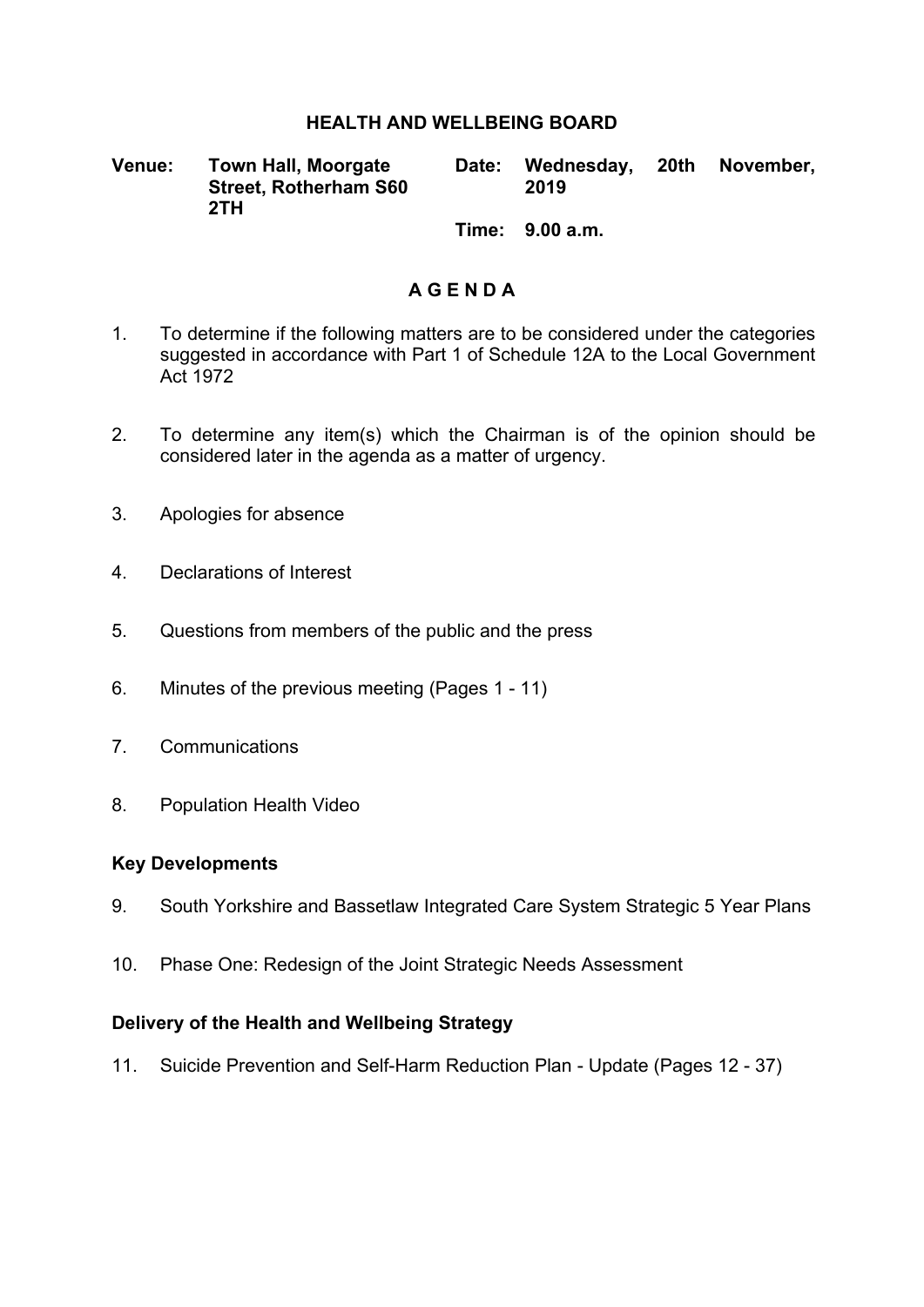# HEALTH AND WELLBEING BOARD

**Venue:** **Town Hall, Moorgate Street, Rotherham S60 2TH**

**Date:** **Wednesday, 20th November, 2019**

**Time:** **9.00 a.m.**

## A G E N D A

1. To determine if the following matters are to be considered under the categories suggested in accordance with Part 1 of Schedule 12A to the Local Government Act 1972

2. To determine any item(s) which the Chairman is of the opinion should be considered later in the agenda as a matter of urgency.

3. Apologies for absence

4. Declarations of Interest

5. Questions from members of the public and the press

6. Minutes of the previous meeting (Pages 1 - 11)

7. Communications

8. Population Health Video

### Key Developments

9. South Yorkshire and Bassetlaw Integrated Care System Strategic 5 Year Plans

10. Phase One: Redesign of the Joint Strategic Needs Assessment

### Delivery of the Health and Wellbeing Strategy

11. Suicide Prevention and Self-Harm Reduction Plan - Update (Pages 12 - 37)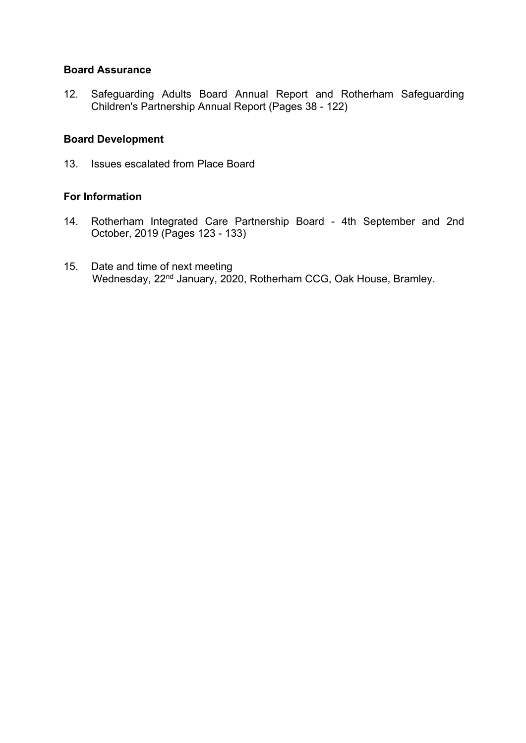**Board Assurance**

12. Safeguarding Adults Board Annual Report and Rotherham Safeguarding Children's Partnership Annual Report (Pages 38 - 122)

**Board Development**

13. Issues escalated from Place Board

**For Information**

14. Rotherham Integrated Care Partnership Board - 4th September and 2nd October, 2019 (Pages 123 - 133)

15. Date and time of next meeting
    Wednesday, 22nd January, 2020, Rotherham CCG, Oak House, Bramley.